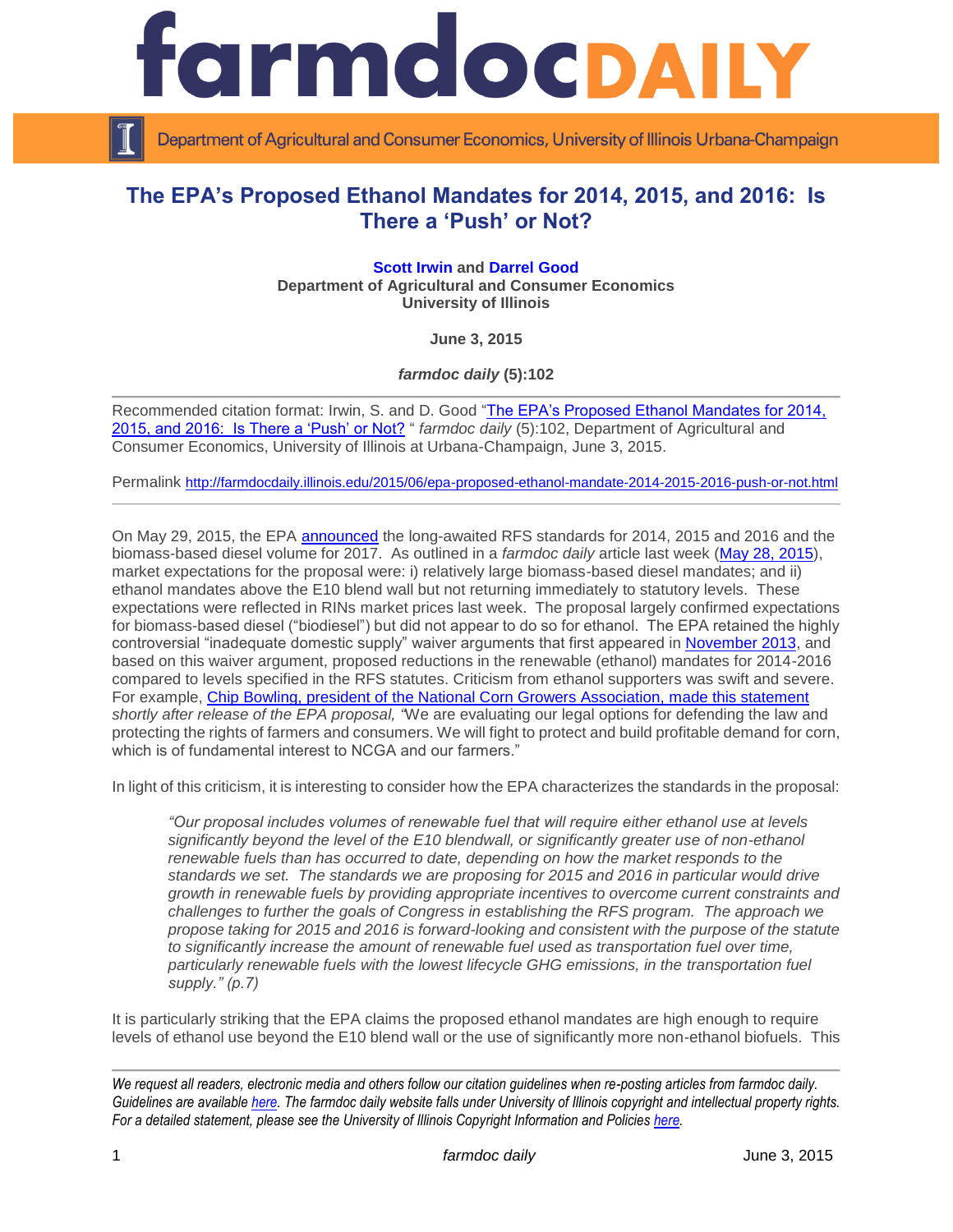# The EPA's Proposed Ethanol Mandates for 2014, 2015, and 2016: Is There a 'Push' or Not?

**Scott Irwin** and **Darrel Good**
**Department of Agricultural and Consumer Economics**
**University of Illinois**

**June 3, 2015**

***farmdoc daily* (5):102**

Recommended citation format: Irwin, S. and D. Good "The EPA's Proposed Ethanol Mandates for 2014, 2015, and 2016: Is There a 'Push' or Not? " *farmdoc daily* (5):102, Department of Agricultural and Consumer Economics, University of Illinois at Urbana-Champaign, June 3, 2015.

Permalink http://farmdocdaily.illinois.edu/2015/06/epa-proposed-ethanol-mandate-2014-2015-2016-push-or-not.html

---

On May 29, 2015, the EPA announced the long-awaited RFS standards for 2014, 2015 and 2016 and the biomass-based diesel volume for 2017. As outlined in a *farmdoc daily* article last week (May 28, 2015), market expectations for the proposal were: i) relatively large biomass-based diesel mandates; and ii) ethanol mandates above the E10 blend wall but not returning immediately to statutory levels. These expectations were reflected in RINs market prices last week. The proposal largely confirmed expectations for biomass-based diesel ("biodiesel") but did not appear to do so for ethanol. The EPA retained the highly controversial "inadequate domestic supply" waiver arguments that first appeared in November 2013, and based on this waiver argument, proposed reductions in the renewable (ethanol) mandates for 2014-2016 compared to levels specified in the RFS statutes. Criticism from ethanol supporters was swift and severe. For example, Chip Bowling, president of the National Corn Growers Association, made this statement *shortly after release of the EPA proposal,* "We are evaluating our legal options for defending the law and protecting the rights of farmers and consumers. We will fight to protect and build profitable demand for corn, which is of fundamental interest to NCGA and our farmers."

In light of this criticism, it is interesting to consider how the EPA characterizes the standards in the proposal:

> *"Our proposal includes volumes of renewable fuel that will require either ethanol use at levels significantly beyond the level of the E10 blendwall, or significantly greater use of non-ethanol renewable fuels than has occurred to date, depending on how the market responds to the standards we set. The standards we are proposing for 2015 and 2016 in particular would drive growth in renewable fuels by providing appropriate incentives to overcome current constraints and challenges to further the goals of Congress in establishing the RFS program. The approach we propose taking for 2015 and 2016 is forward-looking and consistent with the purpose of the statute to significantly increase the amount of renewable fuel used as transportation fuel over time, particularly renewable fuels with the lowest lifecycle GHG emissions, in the transportation fuel supply." (p.7)*

It is particularly striking that the EPA claims the proposed ethanol mandates are high enough to require levels of ethanol use beyond the E10 blend wall or the use of significantly more non-ethanol biofuels. This

---

*We request all readers, electronic media and others follow our citation guidelines when re-posting articles from farmdoc daily. Guidelines are available here. The farmdoc daily website falls under University of Illinois copyright and intellectual property rights. For a detailed statement, please see the University of Illinois Copyright Information and Policies here.*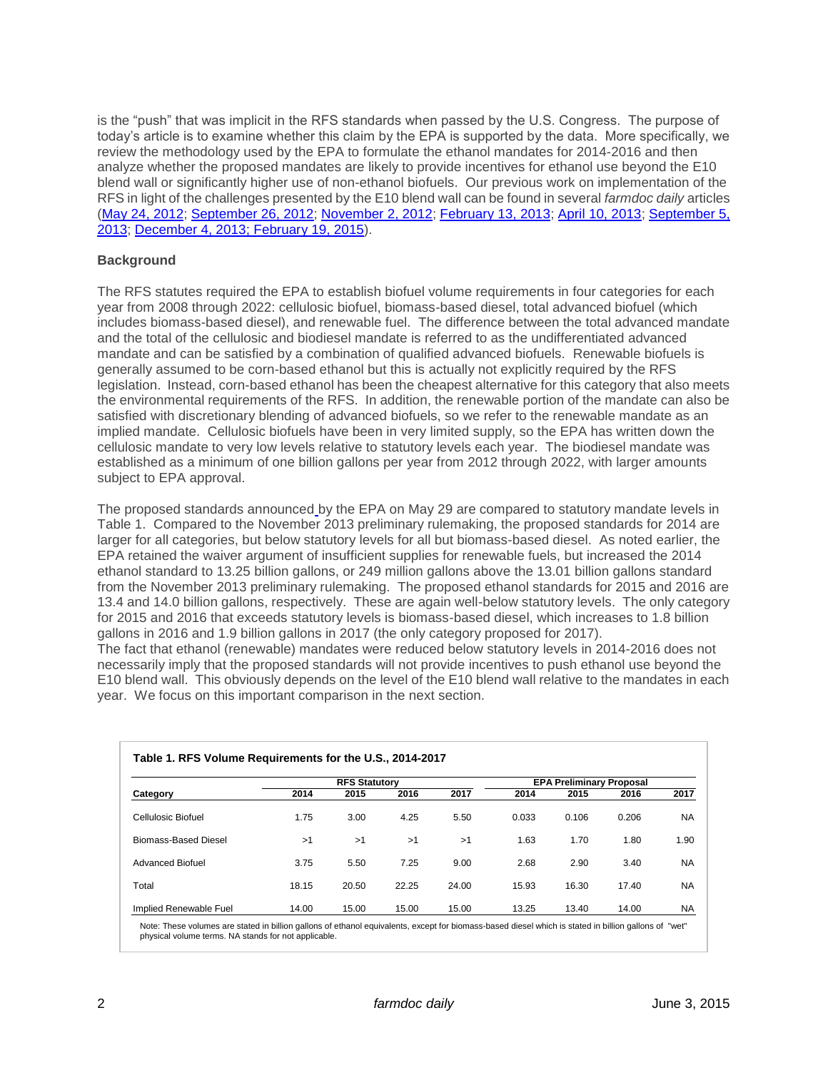is the "push" that was implicit in the RFS standards when passed by the U.S. Congress. The purpose of today's article is to examine whether this claim by the EPA is supported by the data. More specifically, we review the methodology used by the EPA to formulate the ethanol mandates for 2014-2016 and then analyze whether the proposed mandates are likely to provide incentives for ethanol use beyond the E10 blend wall or significantly higher use of non-ethanol biofuels. Our previous work on implementation of the RFS in light of the challenges presented by the E10 blend wall can be found in several *farmdoc daily* articles (May 24, 2012; September 26, 2012; November 2, 2012; February 13, 2013; April 10, 2013; September 5, 2013; December 4, 2013; February 19, 2015).

### Background

The RFS statutes required the EPA to establish biofuel volume requirements in four categories for each year from 2008 through 2022: cellulosic biofuel, biomass-based diesel, total advanced biofuel (which includes biomass-based diesel), and renewable fuel. The difference between the total advanced mandate and the total of the cellulosic and biodiesel mandate is referred to as the undifferentiated advanced mandate and can be satisfied by a combination of qualified advanced biofuels. Renewable biofuels is generally assumed to be corn-based ethanol but this is actually not explicitly required by the RFS legislation. Instead, corn-based ethanol has been the cheapest alternative for this category that also meets the environmental requirements of the RFS. In addition, the renewable portion of the mandate can also be satisfied with discretionary blending of advanced biofuels, so we refer to the renewable mandate as an implied mandate. Cellulosic biofuels have been in very limited supply, so the EPA has written down the cellulosic mandate to very low levels relative to statutory levels each year. The biodiesel mandate was established as a minimum of one billion gallons per year from 2012 through 2022, with larger amounts subject to EPA approval.

The proposed standards announced by the EPA on May 29 are compared to statutory mandate levels in Table 1. Compared to the November 2013 preliminary rulemaking, the proposed standards for 2014 are larger for all categories, but below statutory levels for all but biomass-based diesel. As noted earlier, the EPA retained the waiver argument of insufficient supplies for renewable fuels, but increased the 2014 ethanol standard to 13.25 billion gallons, or 249 million gallons above the 13.01 billion gallons standard from the November 2013 preliminary rulemaking. The proposed ethanol standards for 2015 and 2016 are 13.4 and 14.0 billion gallons, respectively. These are again well-below statutory levels. The only category for 2015 and 2016 that exceeds statutory levels is biomass-based diesel, which increases to 1.8 billion gallons in 2016 and 1.9 billion gallons in 2017 (the only category proposed for 2017).

The fact that ethanol (renewable) mandates were reduced below statutory levels in 2014-2016 does not necessarily imply that the proposed standards will not provide incentives to push ethanol use beyond the E10 blend wall. This obviously depends on the level of the E10 blend wall relative to the mandates in each year. We focus on this important comparison in the next section.

**Table 1. RFS Volume Requirements for the U.S., 2014-2017**

| | RFS Statutory | | | | EPA Preliminary Proposal | | | |
|---|---|---|---|---|---|---|---|---|
| **Category** | **2014** | **2015** | **2016** | **2017** | **2014** | **2015** | **2016** | **2017** |
| Cellulosic Biofuel | 1.75 | 3.00 | 4.25 | 5.50 | 0.033 | 0.106 | 0.206 | NA |
| Biomass-Based Diesel | >1 | >1 | >1 | >1 | 1.63 | 1.70 | 1.80 | 1.90 |
| Advanced Biofuel | 3.75 | 5.50 | 7.25 | 9.00 | 2.68 | 2.90 | 3.40 | NA |
| Total | 18.15 | 20.50 | 22.25 | 24.00 | 15.93 | 16.30 | 17.40 | NA |
| Implied Renewable Fuel | 14.00 | 15.00 | 15.00 | 15.00 | 13.25 | 13.40 | 14.00 | NA |

Note: These volumes are stated in billion gallons of ethanol equivalents, except for biomass-based diesel which is stated in billion gallons of "wet" physical volume terms. NA stands for not applicable.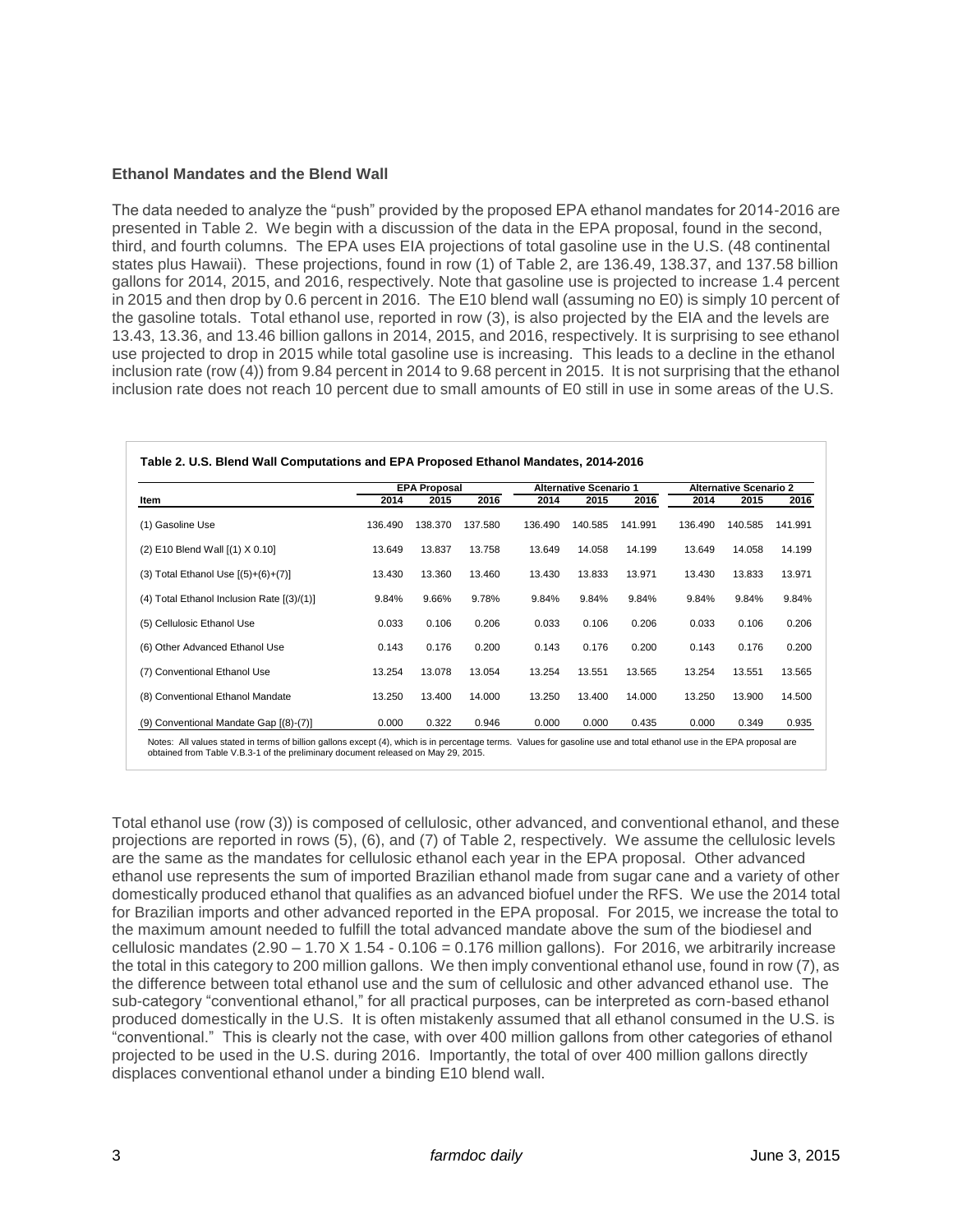**Ethanol Mandates and the Blend Wall**

The data needed to analyze the "push" provided by the proposed EPA ethanol mandates for 2014-2016 are presented in Table 2. We begin with a discussion of the data in the EPA proposal, found in the second, third, and fourth columns. The EPA uses EIA projections of total gasoline use in the U.S. (48 continental states plus Hawaii). These projections, found in row (1) of Table 2, are 136.49, 138.37, and 137.58 billion gallons for 2014, 2015, and 2016, respectively. Note that gasoline use is projected to increase 1.4 percent in 2015 and then drop by 0.6 percent in 2016. The E10 blend wall (assuming no E0) is simply 10 percent of the gasoline totals. Total ethanol use, reported in row (3), is also projected by the EIA and the levels are 13.43, 13.36, and 13.46 billion gallons in 2014, 2015, and 2016, respectively. It is surprising to see ethanol use projected to drop in 2015 while total gasoline use is increasing. This leads to a decline in the ethanol inclusion rate (row (4)) from 9.84 percent in 2014 to 9.68 percent in 2015. It is not surprising that the ethanol inclusion rate does not reach 10 percent due to small amounts of E0 still in use in some areas of the U.S.

**Table 2. U.S. Blend Wall Computations and EPA Proposed Ethanol Mandates, 2014-2016**

| | EPA Proposal | | | Alternative Scenario 1 | | | Alternative Scenario 2 | | |
|---|---|---|---|---|---|---|---|---|---|
| Item | 2014 | 2015 | 2016 | 2014 | 2015 | 2016 | 2014 | 2015 | 2016 |
| (1) Gasoline Use | 136.490 | 138.370 | 137.580 | 136.490 | 140.585 | 141.991 | 136.490 | 140.585 | 141.991 |
| (2) E10 Blend Wall [(1) X 0.10] | 13.649 | 13.837 | 13.758 | 13.649 | 14.058 | 14.199 | 13.649 | 14.058 | 14.199 |
| (3) Total Ethanol Use [(5)+(6)+(7)] | 13.430 | 13.360 | 13.460 | 13.430 | 13.833 | 13.971 | 13.430 | 13.833 | 13.971 |
| (4) Total Ethanol Inclusion Rate [(3)/(1)] | 9.84% | 9.66% | 9.78% | 9.84% | 9.84% | 9.84% | 9.84% | 9.84% | 9.84% |
| (5) Cellulosic Ethanol Use | 0.033 | 0.106 | 0.206 | 0.033 | 0.106 | 0.206 | 0.033 | 0.106 | 0.206 |
| (6) Other Advanced Ethanol Use | 0.143 | 0.176 | 0.200 | 0.143 | 0.176 | 0.200 | 0.143 | 0.176 | 0.200 |
| (7) Conventional Ethanol Use | 13.254 | 13.078 | 13.054 | 13.254 | 13.551 | 13.565 | 13.254 | 13.551 | 13.565 |
| (8) Conventional Ethanol Mandate | 13.250 | 13.400 | 14.000 | 13.250 | 13.400 | 14.000 | 13.250 | 13.900 | 14.500 |
| (9) Conventional Mandate Gap [(8)-(7)] | 0.000 | 0.322 | 0.946 | 0.000 | 0.000 | 0.435 | 0.000 | 0.349 | 0.935 |

Notes: All values stated in terms of billion gallons except (4), which is in percentage terms. Values for gasoline use and total ethanol use in the EPA proposal are obtained from Table V.B.3-1 of the preliminary document released on May 29, 2015.

Total ethanol use (row (3)) is composed of cellulosic, other advanced, and conventional ethanol, and these projections are reported in rows (5), (6), and (7) of Table 2, respectively. We assume the cellulosic levels are the same as the mandates for cellulosic ethanol each year in the EPA proposal. Other advanced ethanol use represents the sum of imported Brazilian ethanol made from sugar cane and a variety of other domestically produced ethanol that qualifies as an advanced biofuel under the RFS. We use the 2014 total for Brazilian imports and other advanced reported in the EPA proposal. For 2015, we increase the total to the maximum amount needed to fulfill the total advanced mandate above the sum of the biodiesel and cellulosic mandates ($2.90 – 1.70 \times 1.54 - 0.106 = 0.176$ million gallons). For 2016, we arbitrarily increase the total in this category to 200 million gallons. We then imply conventional ethanol use, found in row (7), as the difference between total ethanol use and the sum of cellulosic and other advanced ethanol use. The sub-category "conventional ethanol," for all practical purposes, can be interpreted as corn-based ethanol produced domestically in the U.S. It is often mistakenly assumed that all ethanol consumed in the U.S. is "conventional." This is clearly not the case, with over 400 million gallons from other categories of ethanol projected to be used in the U.S. during 2016. Importantly, the total of over 400 million gallons directly displaces conventional ethanol under a binding E10 blend wall.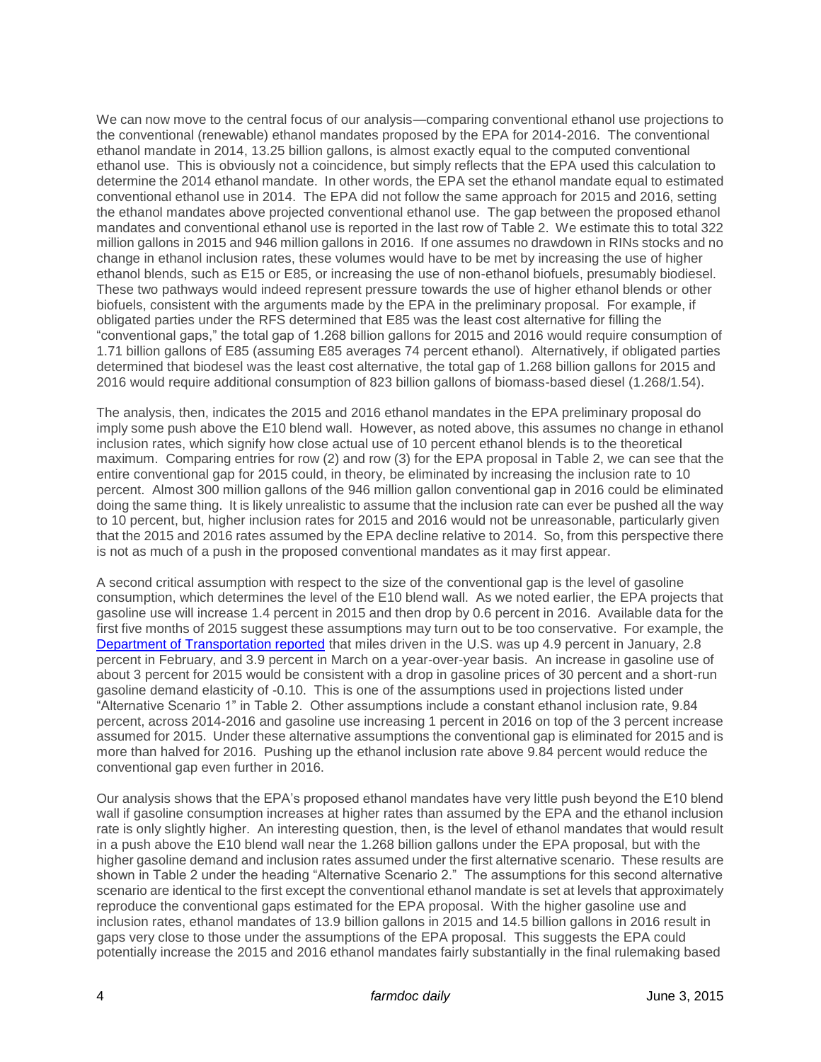We can now move to the central focus of our analysis—comparing conventional ethanol use projections to the conventional (renewable) ethanol mandates proposed by the EPA for 2014-2016. The conventional ethanol mandate in 2014, 13.25 billion gallons, is almost exactly equal to the computed conventional ethanol use. This is obviously not a coincidence, but simply reflects that the EPA used this calculation to determine the 2014 ethanol mandate. In other words, the EPA set the ethanol mandate equal to estimated conventional ethanol use in 2014. The EPA did not follow the same approach for 2015 and 2016, setting the ethanol mandates above projected conventional ethanol use. The gap between the proposed ethanol mandates and conventional ethanol use is reported in the last row of Table 2. We estimate this to total 322 million gallons in 2015 and 946 million gallons in 2016. If one assumes no drawdown in RINs stocks and no change in ethanol inclusion rates, these volumes would have to be met by increasing the use of higher ethanol blends, such as E15 or E85, or increasing the use of non-ethanol biofuels, presumably biodiesel. These two pathways would indeed represent pressure towards the use of higher ethanol blends or other biofuels, consistent with the arguments made by the EPA in the preliminary proposal. For example, if obligated parties under the RFS determined that E85 was the least cost alternative for filling the "conventional gaps," the total gap of 1.268 billion gallons for 2015 and 2016 would require consumption of 1.71 billion gallons of E85 (assuming E85 averages 74 percent ethanol). Alternatively, if obligated parties determined that biodesel was the least cost alternative, the total gap of 1.268 billion gallons for 2015 and 2016 would require additional consumption of 823 billion gallons of biomass-based diesel (1.268/1.54).

The analysis, then, indicates the 2015 and 2016 ethanol mandates in the EPA preliminary proposal do imply some push above the E10 blend wall. However, as noted above, this assumes no change in ethanol inclusion rates, which signify how close actual use of 10 percent ethanol blends is to the theoretical maximum. Comparing entries for row (2) and row (3) for the EPA proposal in Table 2, we can see that the entire conventional gap for 2015 could, in theory, be eliminated by increasing the inclusion rate to 10 percent. Almost 300 million gallons of the 946 million gallon conventional gap in 2016 could be eliminated doing the same thing. It is likely unrealistic to assume that the inclusion rate can ever be pushed all the way to 10 percent, but, higher inclusion rates for 2015 and 2016 would not be unreasonable, particularly given that the 2015 and 2016 rates assumed by the EPA decline relative to 2014. So, from this perspective there is not as much of a push in the proposed conventional mandates as it may first appear.

A second critical assumption with respect to the size of the conventional gap is the level of gasoline consumption, which determines the level of the E10 blend wall. As we noted earlier, the EPA projects that gasoline use will increase 1.4 percent in 2015 and then drop by 0.6 percent in 2016. Available data for the first five months of 2015 suggest these assumptions may turn out to be too conservative. For example, the [Department of Transportation reported](#) that miles driven in the U.S. was up 4.9 percent in January, 2.8 percent in February, and 3.9 percent in March on a year-over-year basis. An increase in gasoline use of about 3 percent for 2015 would be consistent with a drop in gasoline prices of 30 percent and a short-run gasoline demand elasticity of -0.10. This is one of the assumptions used in projections listed under "Alternative Scenario 1" in Table 2. Other assumptions include a constant ethanol inclusion rate, 9.84 percent, across 2014-2016 and gasoline use increasing 1 percent in 2016 on top of the 3 percent increase assumed for 2015. Under these alternative assumptions the conventional gap is eliminated for 2015 and is more than halved for 2016. Pushing up the ethanol inclusion rate above 9.84 percent would reduce the conventional gap even further in 2016.

Our analysis shows that the EPA's proposed ethanol mandates have very little push beyond the E10 blend wall if gasoline consumption increases at higher rates than assumed by the EPA and the ethanol inclusion rate is only slightly higher. An interesting question, then, is the level of ethanol mandates that would result in a push above the E10 blend wall near the 1.268 billion gallons under the EPA proposal, but with the higher gasoline demand and inclusion rates assumed under the first alternative scenario. These results are shown in Table 2 under the heading "Alternative Scenario 2." The assumptions for this second alternative scenario are identical to the first except the conventional ethanol mandate is set at levels that approximately reproduce the conventional gaps estimated for the EPA proposal. With the higher gasoline use and inclusion rates, ethanol mandates of 13.9 billion gallons in 2015 and 14.5 billion gallons in 2016 result in gaps very close to those under the assumptions of the EPA proposal. This suggests the EPA could potentially increase the 2015 and 2016 ethanol mandates fairly substantially in the final rulemaking based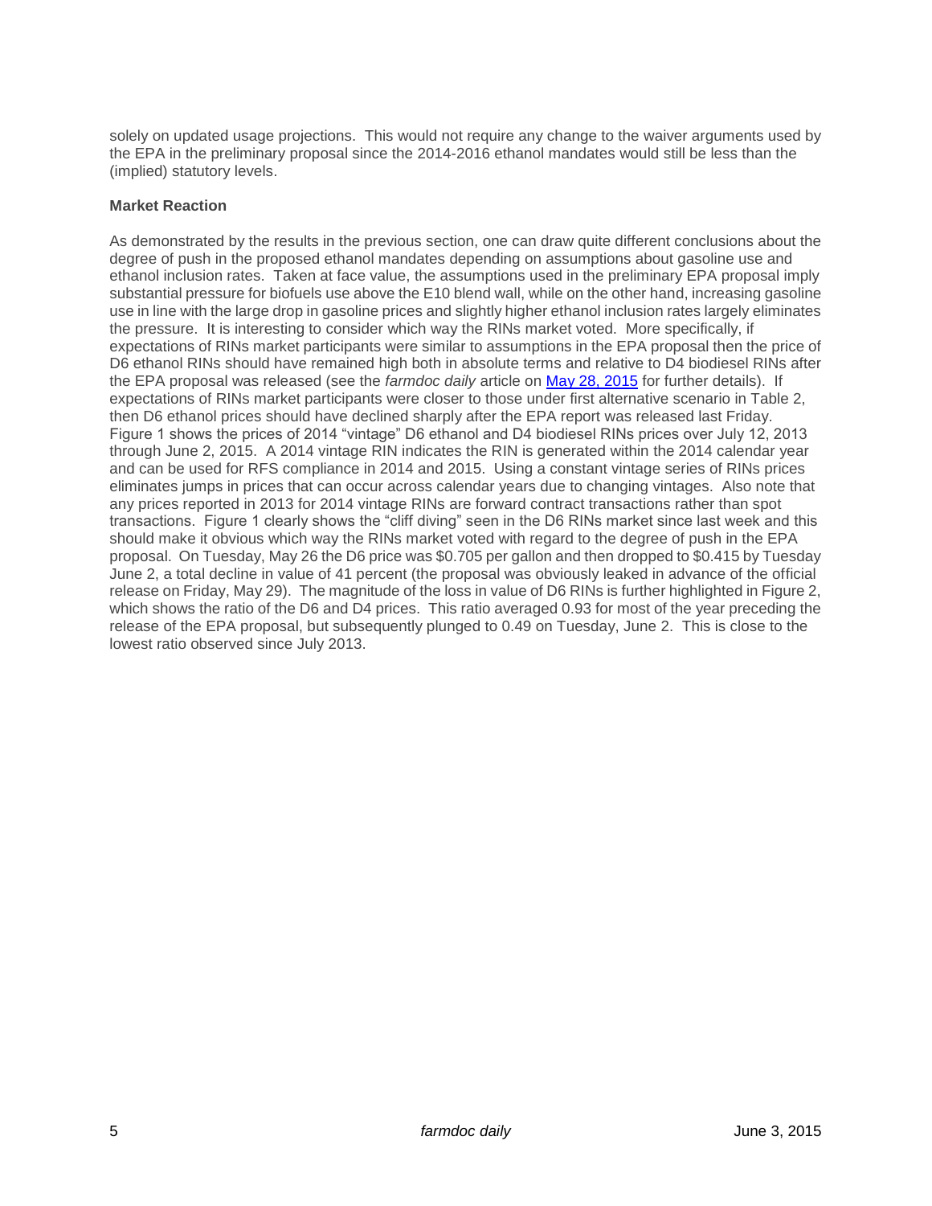solely on updated usage projections. This would not require any change to the waiver arguments used by the EPA in the preliminary proposal since the 2014-2016 ethanol mandates would still be less than the (implied) statutory levels.

**Market Reaction**

As demonstrated by the results in the previous section, one can draw quite different conclusions about the degree of push in the proposed ethanol mandates depending on assumptions about gasoline use and ethanol inclusion rates. Taken at face value, the assumptions used in the preliminary EPA proposal imply substantial pressure for biofuels use above the E10 blend wall, while on the other hand, increasing gasoline use in line with the large drop in gasoline prices and slightly higher ethanol inclusion rates largely eliminates the pressure. It is interesting to consider which way the RINs market voted. More specifically, if expectations of RINs market participants were similar to assumptions in the EPA proposal then the price of D6 ethanol RINs should have remained high both in absolute terms and relative to D4 biodiesel RINs after the EPA proposal was released (see the *farmdoc daily* article on [May 28, 2015] for further details). If expectations of RINs market participants were closer to those under first alternative scenario in Table 2, then D6 ethanol prices should have declined sharply after the EPA report was released last Friday. Figure 1 shows the prices of 2014 "vintage" D6 ethanol and D4 biodiesel RINs prices over July 12, 2013 through June 2, 2015. A 2014 vintage RIN indicates the RIN is generated within the 2014 calendar year and can be used for RFS compliance in 2014 and 2015. Using a constant vintage series of RINs prices eliminates jumps in prices that can occur across calendar years due to changing vintages. Also note that any prices reported in 2013 for 2014 vintage RINs are forward contract transactions rather than spot transactions. Figure 1 clearly shows the "cliff diving" seen in the D6 RINs market since last week and this should make it obvious which way the RINs market voted with regard to the degree of push in the EPA proposal. On Tuesday, May 26 the D6 price was $0.705 per gallon and then dropped to $0.415 by Tuesday June 2, a total decline in value of 41 percent (the proposal was obviously leaked in advance of the official release on Friday, May 29). The magnitude of the loss in value of D6 RINs is further highlighted in Figure 2, which shows the ratio of the D6 and D4 prices. This ratio averaged 0.93 for most of the year preceding the release of the EPA proposal, but subsequently plunged to 0.49 on Tuesday, June 2. This is close to the lowest ratio observed since July 2013.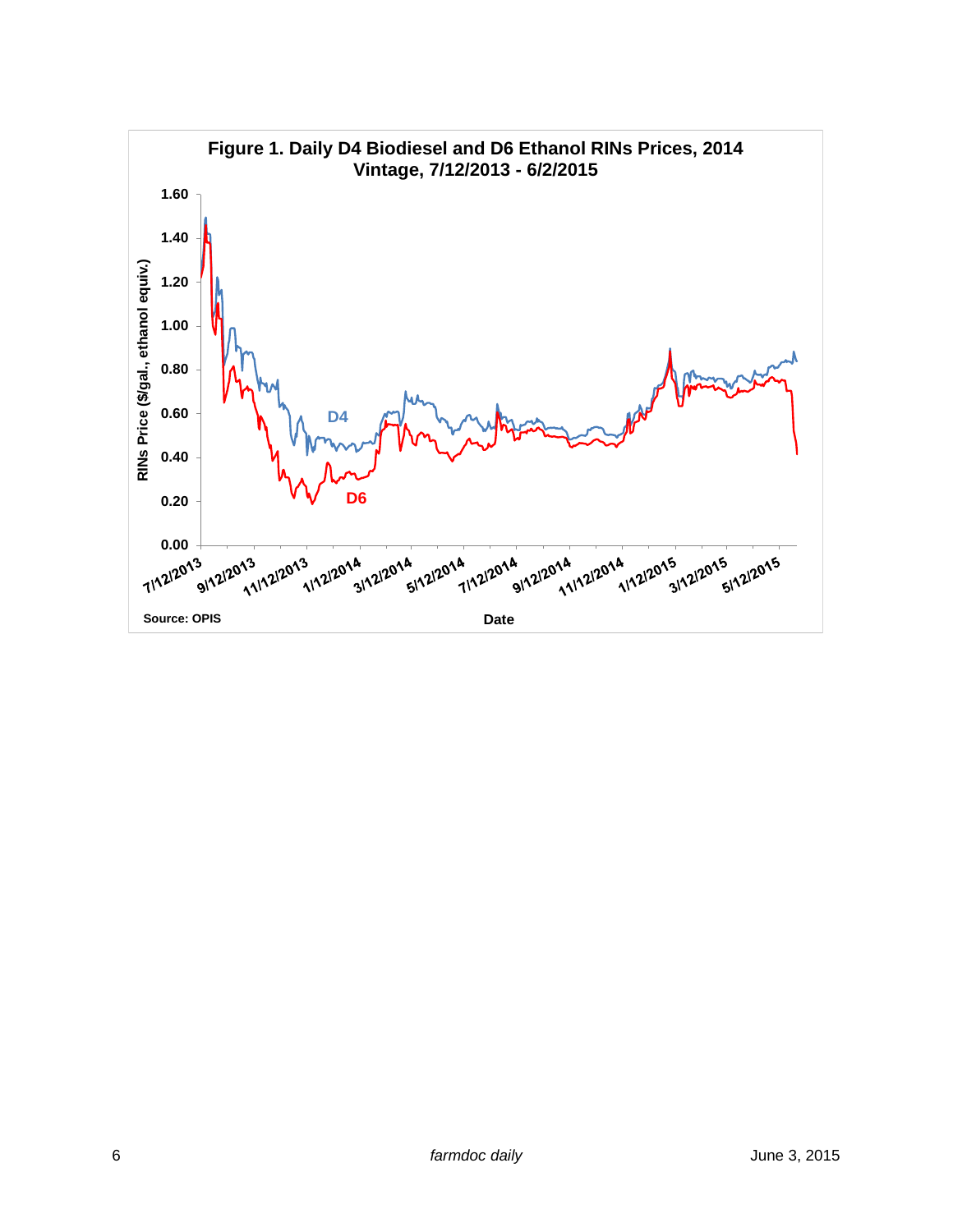**Figure 1. Daily D4 Biodiesel and D6 Ethanol RINs Prices, 2014 Vintage, 7/12/2013 - 6/2/2015**

RINs Price ($/gal., ethanol equiv.)

1.60
1.40
1.20
1.00
0.80
0.60
0.40
0.20
0.00

D4

D6

7/12/2013
9/12/2013
11/12/2013
1/12/2014
3/12/2014
5/12/2014
7/12/2014
9/12/2014
11/12/2014
1/12/2015
3/12/2015
5/12/2015

Date

Source: OPIS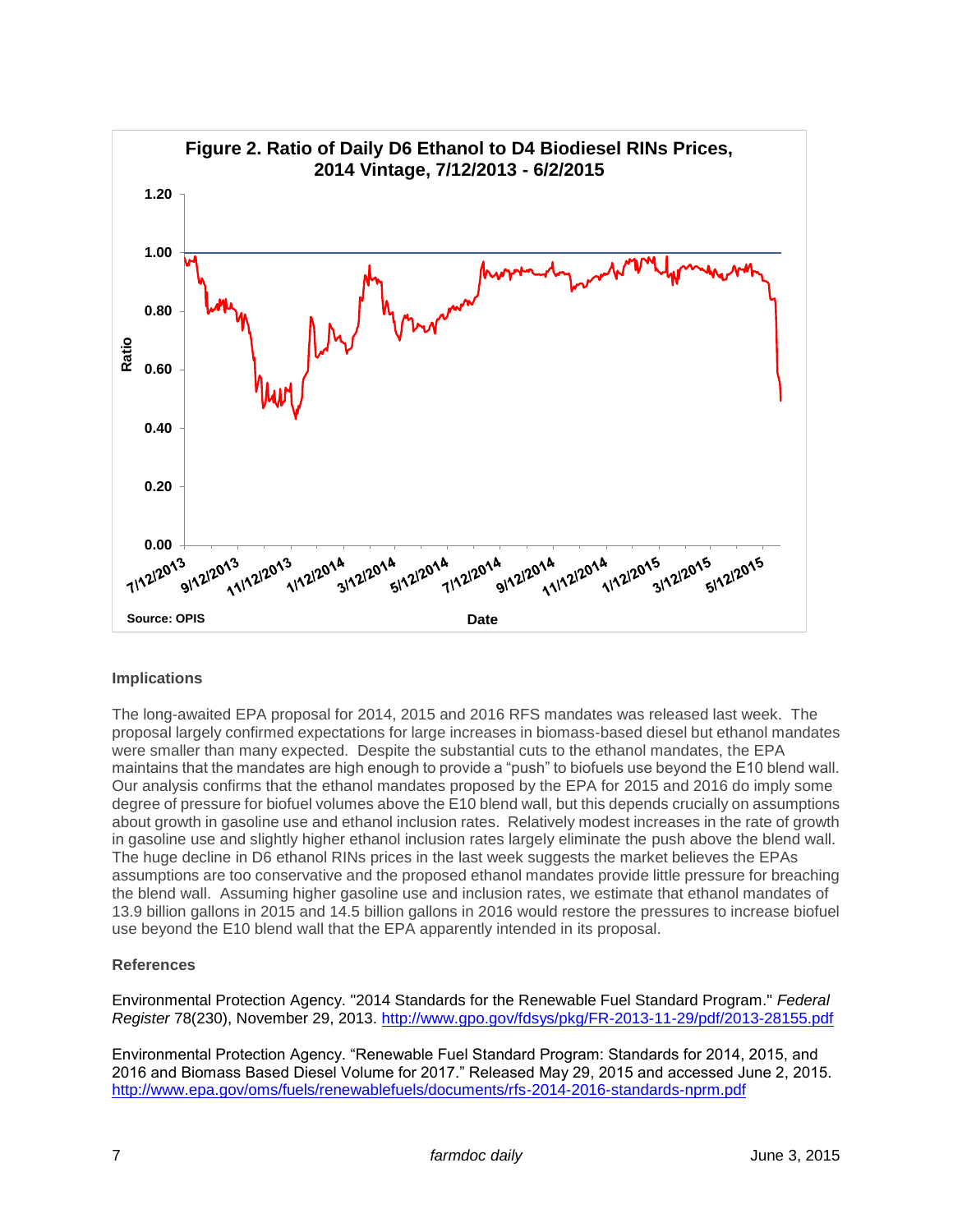Figure 2. Ratio of Daily D6 Ethanol to D4 Biodiesel RINs Prices, 2014 Vintage, 7/12/2013 - 6/2/2015

1.20
1.00
0.80
0.60
0.40
0.20
0.00

Ratio

7/12/2013
9/12/2013
11/12/2013
1/12/2014
3/12/2014
5/12/2014
7/12/2014
9/12/2014
11/12/2014
1/12/2015
3/12/2015
5/12/2015

Date

Source: OPIS

### Implications

The long-awaited EPA proposal for 2014, 2015 and 2016 RFS mandates was released last week. The proposal largely confirmed expectations for large increases in biomass-based diesel but ethanol mandates were smaller than many expected. Despite the substantial cuts to the ethanol mandates, the EPA maintains that the mandates are high enough to provide a "push" to biofuels use beyond the E10 blend wall. Our analysis confirms that the ethanol mandates proposed by the EPA for 2015 and 2016 do imply some degree of pressure for biofuel volumes above the E10 blend wall, but this depends crucially on assumptions about growth in gasoline use and ethanol inclusion rates. Relatively modest increases in the rate of growth in gasoline use and slightly higher ethanol inclusion rates largely eliminate the push above the blend wall. The huge decline in D6 ethanol RINs prices in the last week suggests the market believes the EPAs assumptions are too conservative and the proposed ethanol mandates provide little pressure for breaching the blend wall. Assuming higher gasoline use and inclusion rates, we estimate that ethanol mandates of 13.9 billion gallons in 2015 and 14.5 billion gallons in 2016 would restore the pressures to increase biofuel use beyond the E10 blend wall that the EPA apparently intended in its proposal.

### References

Environmental Protection Agency. "2014 Standards for the Renewable Fuel Standard Program." *Federal Register* 78(230), November 29, 2013. http://www.gpo.gov/fdsys/pkg/FR-2013-11-29/pdf/2013-28155.pdf

Environmental Protection Agency. "Renewable Fuel Standard Program: Standards for 2014, 2015, and 2016 and Biomass Based Diesel Volume for 2017." Released May 29, 2015 and accessed June 2, 2015. http://www.epa.gov/oms/fuels/renewablefuels/documents/rfs-2014-2016-standards-nprm.pdf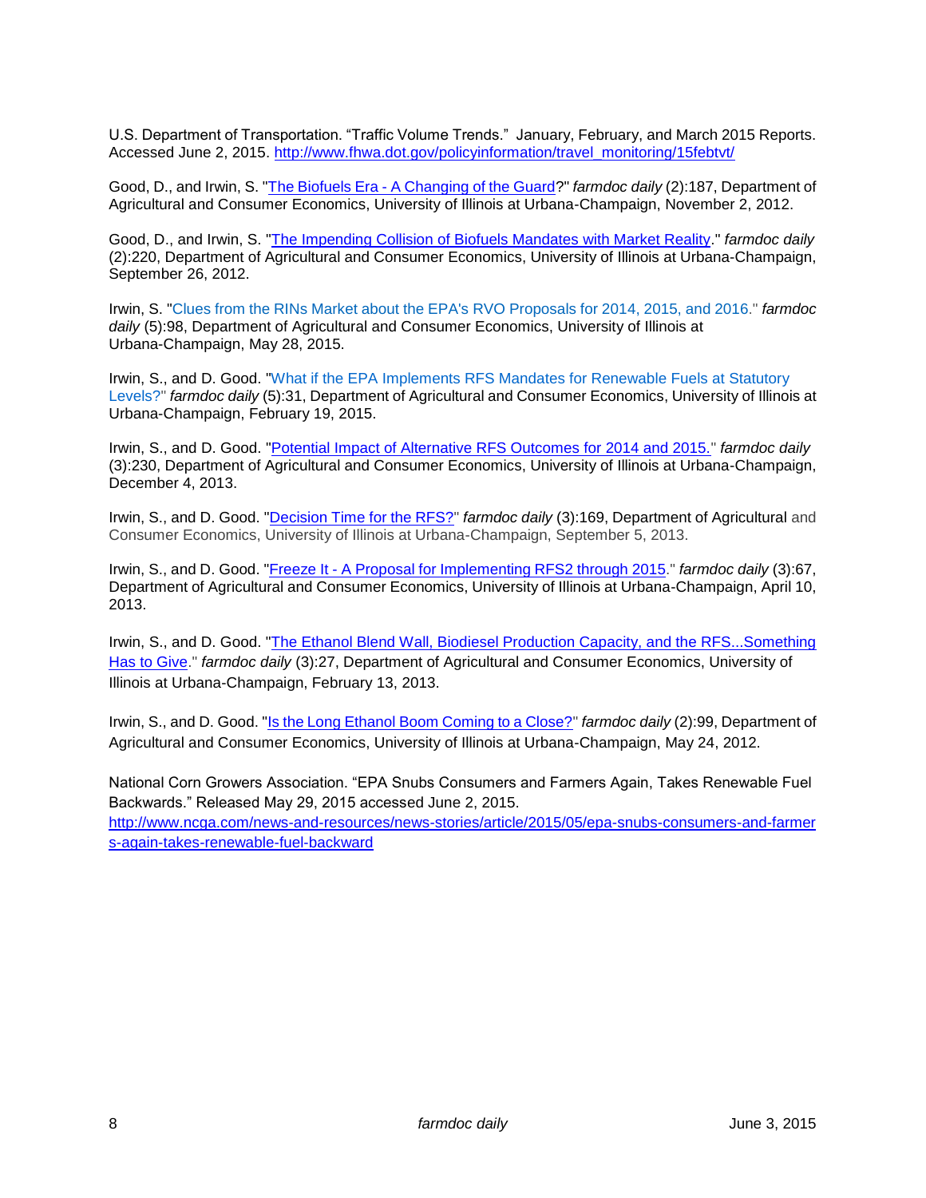U.S. Department of Transportation. “Traffic Volume Trends.” January, February, and March 2015 Reports. Accessed June 2, 2015. http://www.fhwa.dot.gov/policyinformation/travel_monitoring/15febtvt/

Good, D., and Irwin, S. "The Biofuels Era - A Changing of the Guard?" *farmdoc daily* (2):187, Department of Agricultural and Consumer Economics, University of Illinois at Urbana-Champaign, November 2, 2012.

Good, D., and Irwin, S. "The Impending Collision of Biofuels Mandates with Market Reality." *farmdoc daily* (2):220, Department of Agricultural and Consumer Economics, University of Illinois at Urbana-Champaign, September 26, 2012.

Irwin, S. "Clues from the RINs Market about the EPA's RVO Proposals for 2014, 2015, and 2016." *farmdoc daily* (5):98, Department of Agricultural and Consumer Economics, University of Illinois at Urbana-Champaign, May 28, 2015.

Irwin, S., and D. Good. "What if the EPA Implements RFS Mandates for Renewable Fuels at Statutory Levels?" *farmdoc daily* (5):31, Department of Agricultural and Consumer Economics, University of Illinois at Urbana-Champaign, February 19, 2015.

Irwin, S., and D. Good. "Potential Impact of Alternative RFS Outcomes for 2014 and 2015." *farmdoc daily* (3):230, Department of Agricultural and Consumer Economics, University of Illinois at Urbana-Champaign, December 4, 2013.

Irwin, S., and D. Good. "Decision Time for the RFS?" *farmdoc daily* (3):169, Department of Agricultural and Consumer Economics, University of Illinois at Urbana-Champaign, September 5, 2013.

Irwin, S., and D. Good. "Freeze It - A Proposal for Implementing RFS2 through 2015." *farmdoc daily* (3):67, Department of Agricultural and Consumer Economics, University of Illinois at Urbana-Champaign, April 10, 2013.

Irwin, S., and D. Good. "The Ethanol Blend Wall, Biodiesel Production Capacity, and the RFS...Something Has to Give." *farmdoc daily* (3):27, Department of Agricultural and Consumer Economics, University of Illinois at Urbana-Champaign, February 13, 2013.

Irwin, S., and D. Good. "Is the Long Ethanol Boom Coming to a Close?" *farmdoc daily* (2):99, Department of Agricultural and Consumer Economics, University of Illinois at Urbana-Champaign, May 24, 2012.

National Corn Growers Association. “EPA Snubs Consumers and Farmers Again, Takes Renewable Fuel Backwards.” Released May 29, 2015 accessed June 2, 2015. http://www.ncga.com/news-and-resources/news-stories/article/2015/05/epa-snubs-consumers-and-farmers-again-takes-renewable-fuel-backward